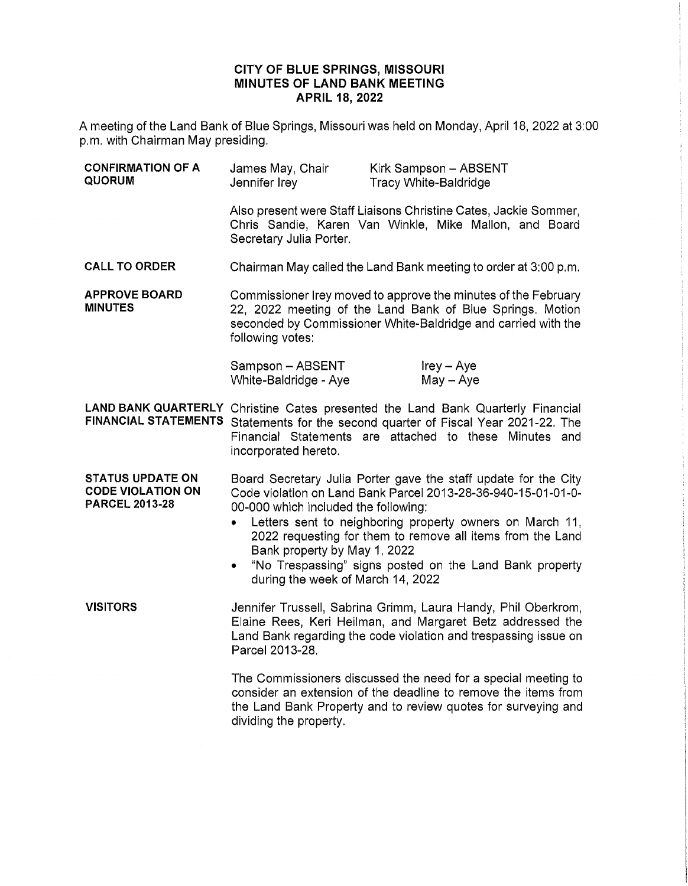# CITY OF BLUE SPRINGS, MISSOURI
## MINUTES OF LAND BANK MEETING
## APRIL 18, 2022

A meeting of the Land Bank of Blue Springs, Missouri was held on Monday, April 18, 2022 at 3:00 p.m. with Chairman May presiding.

**CONFIRMATION OF A QUORUM**

| | |
|---|---|
| James May, Chair | Kirk Sampson – ABSENT |
| Jennifer Irey | Tracy White-Baldridge |

Also present were Staff Liaisons Christine Cates, Jackie Sommer, Chris Sandie, Karen Van Winkle, Mike Mallon, and Board Secretary Julia Porter.

**CALL TO ORDER**

Chairman May called the Land Bank meeting to order at 3:00 p.m.

**APPROVE BOARD MINUTES**

Commissioner Irey moved to approve the minutes of the February 22, 2022 meeting of the Land Bank of Blue Springs. Motion seconded by Commissioner White-Baldridge and carried with the following votes:

| | |
|---|---|
| Sampson – ABSENT | Irey – Aye |
| White-Baldridge - Aye | May – Aye |

**LAND BANK QUARTERLY FINANCIAL STATEMENTS**

Christine Cates presented the Land Bank Quarterly Financial Statements for the second quarter of Fiscal Year 2021-22. The Financial Statements are attached to these Minutes and incorporated hereto.

**STATUS UPDATE ON CODE VIOLATION ON PARCEL 2013-28**

Board Secretary Julia Porter gave the staff update for the City Code violation on Land Bank Parcel 2013-28-36-940-15-01-01-0-00-000 which included the following:

- Letters sent to neighboring property owners on March 11, 2022 requesting for them to remove all items from the Land Bank property by May 1, 2022
- "No Trespassing" signs posted on the Land Bank property during the week of March 14, 2022

**VISITORS**

Jennifer Trussell, Sabrina Grimm, Laura Handy, Phil Oberkrom, Elaine Rees, Keri Heilman, and Margaret Betz addressed the Land Bank regarding the code violation and trespassing issue on Parcel 2013-28.

The Commissioners discussed the need for a special meeting to consider an extension of the deadline to remove the items from the Land Bank Property and to review quotes for surveying and dividing the property.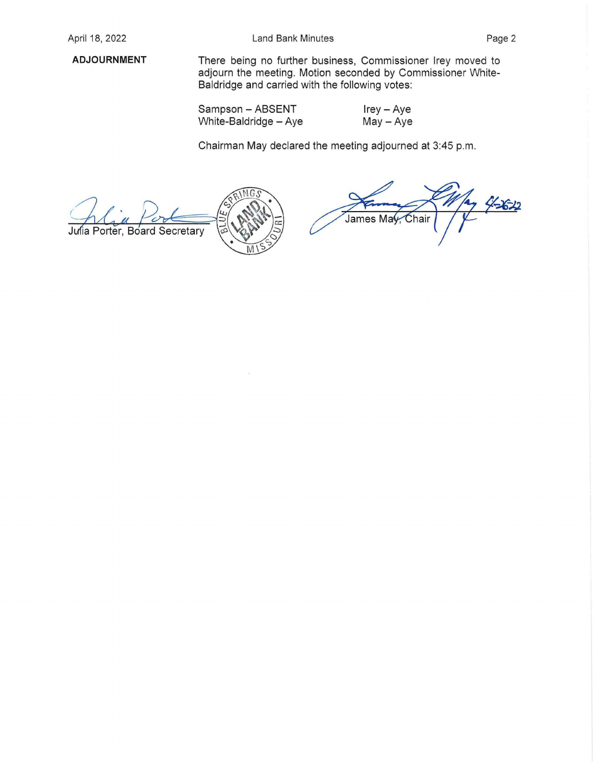**ADJOURNMENT**

There being no further business, Commissioner Irey moved to adjourn the meeting. Motion seconded by Commissioner White-Baldridge and carried with the following votes:

| | |
|---|---|
| Sampson – ABSENT | Irey – Aye |
| White-Baldridge – Aye | May – Aye |

Chairman May declared the meeting adjourned at 3:45 p.m.

Julia Porter, Board Secretary

BLUE SPRINGS LAND BANK MISSOURI

James May, Chair 4-26-22